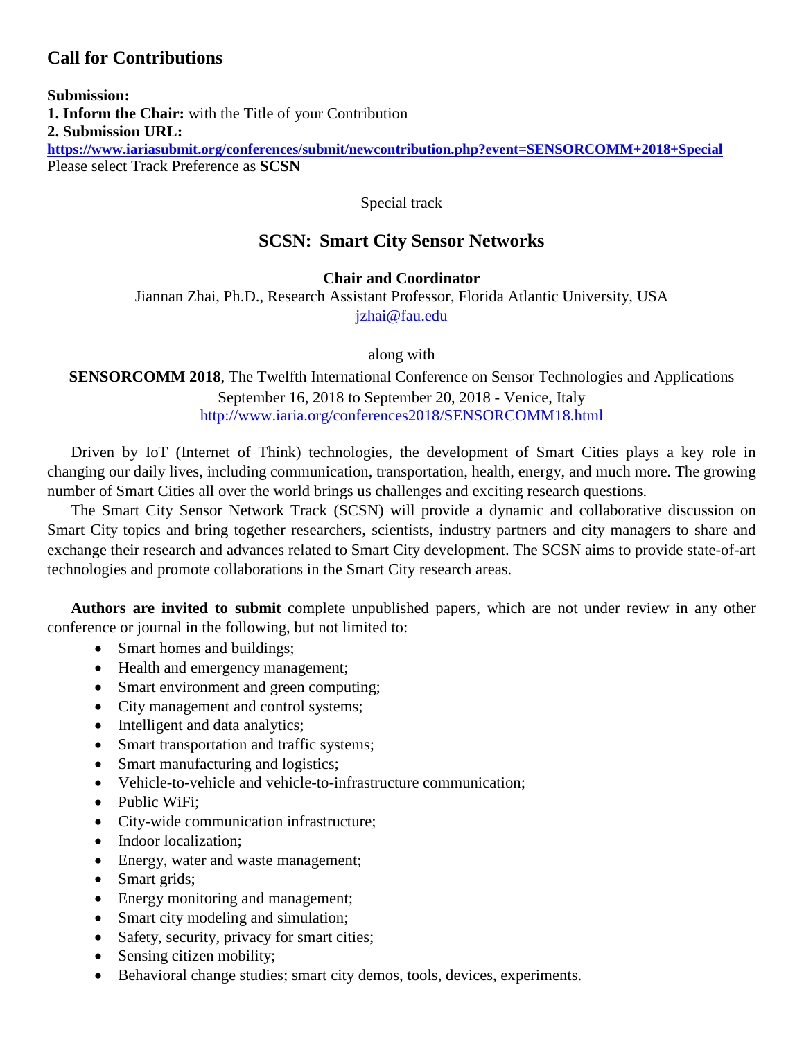## Call for Contributions

**Submission:**
**1. Inform the Chair:** with the Title of your Contribution
**2. Submission URL:**
**https://www.iariasubmit.org/conferences/submit/newcontribution.php?event=SENSORCOMM+2018+Special**
Please select Track Preference as **SCSN**

Special track

## SCSN: Smart City Sensor Networks

**Chair and Coordinator**

Jiannan Zhai, Ph.D., Research Assistant Professor, Florida Atlantic University, USA
jzhai@fau.edu

along with

**SENSORCOMM 2018**, The Twelfth International Conference on Sensor Technologies and Applications
September 16, 2018 to September 20, 2018 - Venice, Italy
http://www.iaria.org/conferences2018/SENSORCOMM18.html

Driven by IoT (Internet of Think) technologies, the development of Smart Cities plays a key role in changing our daily lives, including communication, transportation, health, energy, and much more. The growing number of Smart Cities all over the world brings us challenges and exciting research questions.

The Smart City Sensor Network Track (SCSN) will provide a dynamic and collaborative discussion on Smart City topics and bring together researchers, scientists, industry partners and city managers to share and exchange their research and advances related to Smart City development. The SCSN aims to provide state-of-art technologies and promote collaborations in the Smart City research areas.

**Authors are invited to submit** complete unpublished papers, which are not under review in any other conference or journal in the following, but not limited to:

- Smart homes and buildings;
- Health and emergency management;
- Smart environment and green computing;
- City management and control systems;
- Intelligent and data analytics;
- Smart transportation and traffic systems;
- Smart manufacturing and logistics;
- Vehicle-to-vehicle and vehicle-to-infrastructure communication;
- Public WiFi;
- City-wide communication infrastructure;
- Indoor localization;
- Energy, water and waste management;
- Smart grids;
- Energy monitoring and management;
- Smart city modeling and simulation;
- Safety, security, privacy for smart cities;
- Sensing citizen mobility;
- Behavioral change studies; smart city demos, tools, devices, experiments.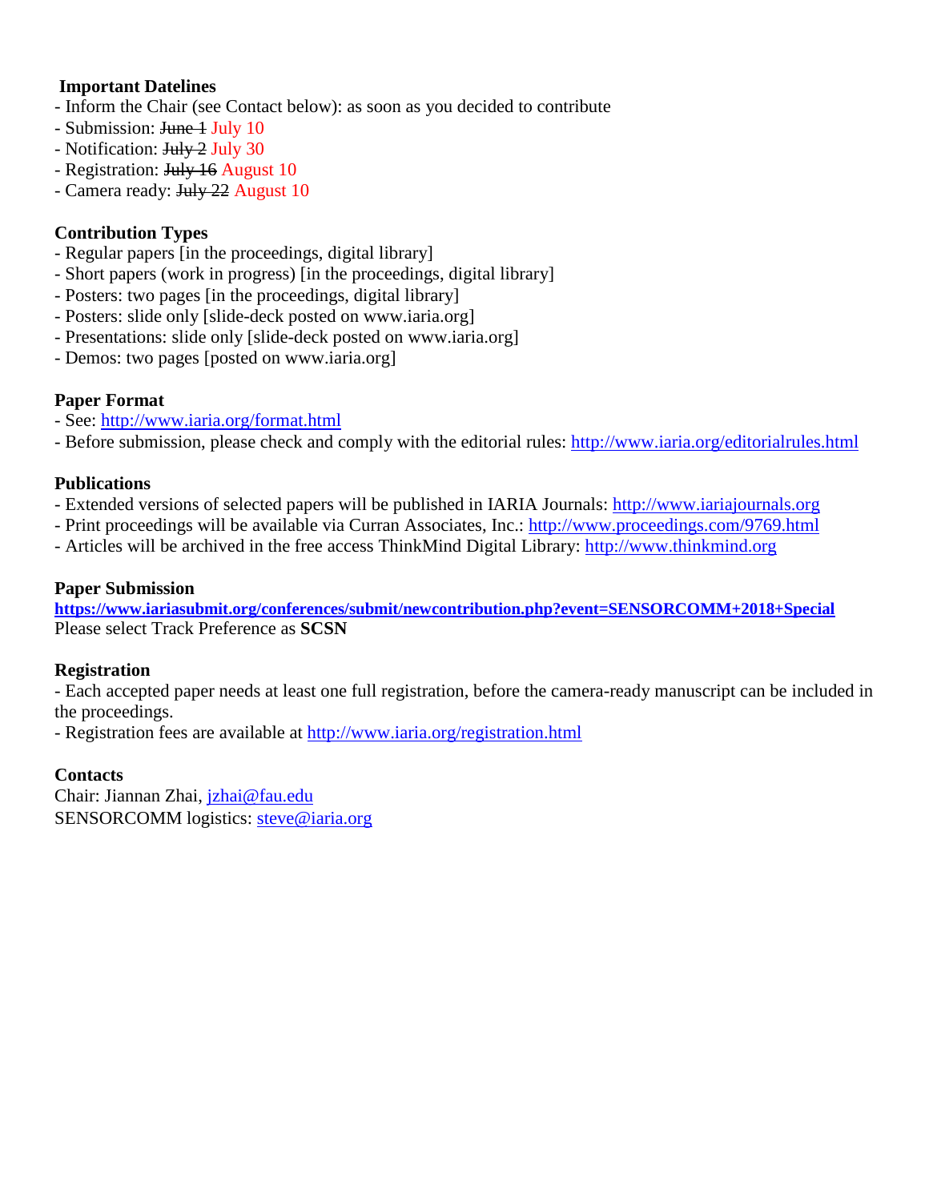**Important Datelines**

- Inform the Chair (see Contact below): as soon as you decided to contribute
- Submission: ~~June 1~~ July 10
- Notification: ~~July 2~~ July 30
- Registration: ~~July 16~~ August 10
- Camera ready: ~~July 22~~ August 10

**Contribution Types**

- Regular papers [in the proceedings, digital library]
- Short papers (work in progress) [in the proceedings, digital library]
- Posters: two pages [in the proceedings, digital library]
- Posters: slide only [slide-deck posted on www.iaria.org]
- Presentations: slide only [slide-deck posted on www.iaria.org]
- Demos: two pages [posted on www.iaria.org]

**Paper Format**

- See: http://www.iaria.org/format.html
- Before submission, please check and comply with the editorial rules: http://www.iaria.org/editorialrules.html

**Publications**

- Extended versions of selected papers will be published in IARIA Journals: http://www.iariajournals.org
- Print proceedings will be available via Curran Associates, Inc.: http://www.proceedings.com/9769.html
- Articles will be archived in the free access ThinkMind Digital Library: http://www.thinkmind.org

**Paper Submission**

**https://www.iariasubmit.org/conferences/submit/newcontribution.php?event=SENSORCOMM+2018+Special**
Please select Track Preference as **SCSN**

**Registration**

- Each accepted paper needs at least one full registration, before the camera-ready manuscript can be included in the proceedings.
- Registration fees are available at http://www.iaria.org/registration.html

**Contacts**

Chair: Jiannan Zhai, jzhai@fau.edu
SENSORCOMM logistics: steve@iaria.org